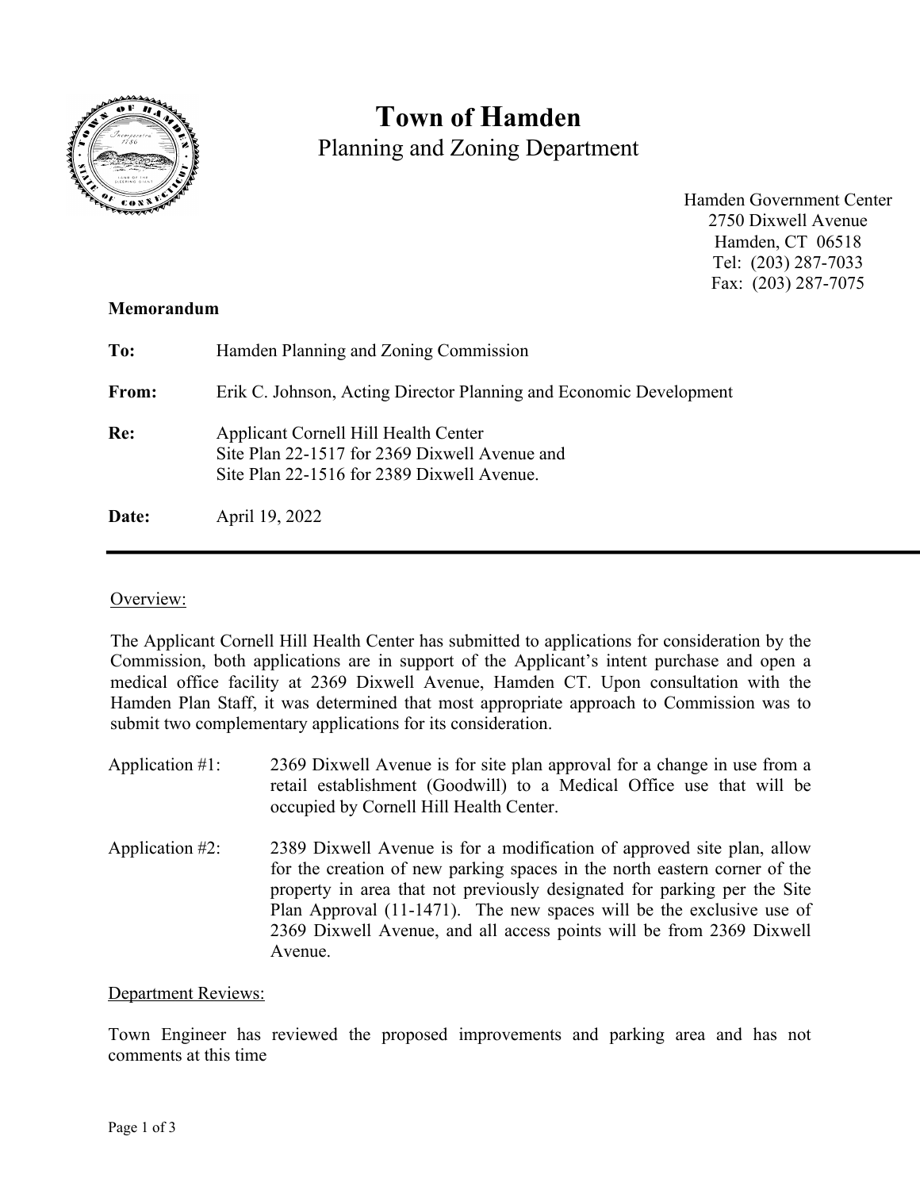# Town of Hamden

## Planning and Zoning Department

Hamden Government Center
2750 Dixwell Avenue
Hamden, CT 06518
Tel: (203) 287-7033
Fax: (203) 287-7075

**Memorandum**

**To:** Hamden Planning and Zoning Commission

**From:** Erik C. Johnson, Acting Director Planning and Economic Development

**Re:** Applicant Cornell Hill Health Center
Site Plan 22-1517 for 2369 Dixwell Avenue and
Site Plan 22-1516 for 2389 Dixwell Avenue.

**Date:** April 19, 2022

---

Overview:

The Applicant Cornell Hill Health Center has submitted to applications for consideration by the Commission, both applications are in support of the Applicant's intent purchase and open a medical office facility at 2369 Dixwell Avenue, Hamden CT. Upon consultation with the Hamden Plan Staff, it was determined that most appropriate approach to Commission was to submit two complementary applications for its consideration.

Application #1: 2369 Dixwell Avenue is for site plan approval for a change in use from a retail establishment (Goodwill) to a Medical Office use that will be occupied by Cornell Hill Health Center.

Application #2: 2389 Dixwell Avenue is for a modification of approved site plan, allow for the creation of new parking spaces in the north eastern corner of the property in area that not previously designated for parking per the Site Plan Approval (11-1471). The new spaces will be the exclusive use of 2369 Dixwell Avenue, and all access points will be from 2369 Dixwell Avenue.

Department Reviews:

Town Engineer has reviewed the proposed improvements and parking area and has not comments at this time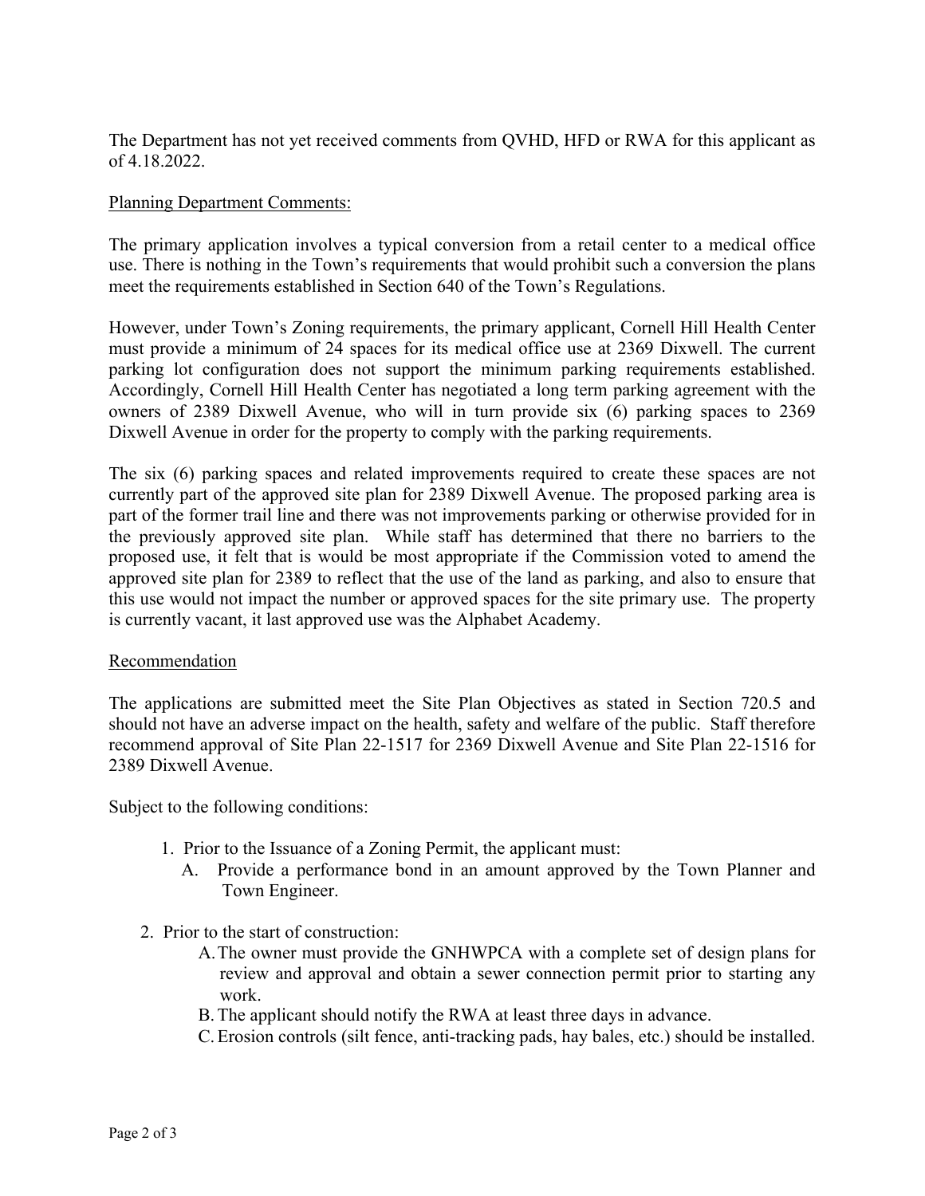The Department has not yet received comments from QVHD, HFD or RWA for this applicant as of 4.18.2022.

Planning Department Comments:

The primary application involves a typical conversion from a retail center to a medical office use. There is nothing in the Town's requirements that would prohibit such a conversion the plans meet the requirements established in Section 640 of the Town's Regulations.

However, under Town's Zoning requirements, the primary applicant, Cornell Hill Health Center must provide a minimum of 24 spaces for its medical office use at 2369 Dixwell. The current parking lot configuration does not support the minimum parking requirements established. Accordingly, Cornell Hill Health Center has negotiated a long term parking agreement with the owners of 2389 Dixwell Avenue, who will in turn provide six (6) parking spaces to 2369 Dixwell Avenue in order for the property to comply with the parking requirements.

The six (6) parking spaces and related improvements required to create these spaces are not currently part of the approved site plan for 2389 Dixwell Avenue. The proposed parking area is part of the former trail line and there was not improvements parking or otherwise provided for in the previously approved site plan. While staff has determined that there no barriers to the proposed use, it felt that is would be most appropriate if the Commission voted to amend the approved site plan for 2389 to reflect that the use of the land as parking, and also to ensure that this use would not impact the number or approved spaces for the site primary use. The property is currently vacant, it last approved use was the Alphabet Academy.

Recommendation

The applications are submitted meet the Site Plan Objectives as stated in Section 720.5 and should not have an adverse impact on the health, safety and welfare of the public. Staff therefore recommend approval of Site Plan 22-1517 for 2369 Dixwell Avenue and Site Plan 22-1516 for 2389 Dixwell Avenue.

Subject to the following conditions:

1. Prior to the Issuance of a Zoning Permit, the applicant must:
   A. Provide a performance bond in an amount approved by the Town Planner and Town Engineer.

2. Prior to the start of construction:
   A. The owner must provide the GNHWPCA with a complete set of design plans for review and approval and obtain a sewer connection permit prior to starting any work.
   B. The applicant should notify the RWA at least three days in advance.
   C. Erosion controls (silt fence, anti-tracking pads, hay bales, etc.) should be installed.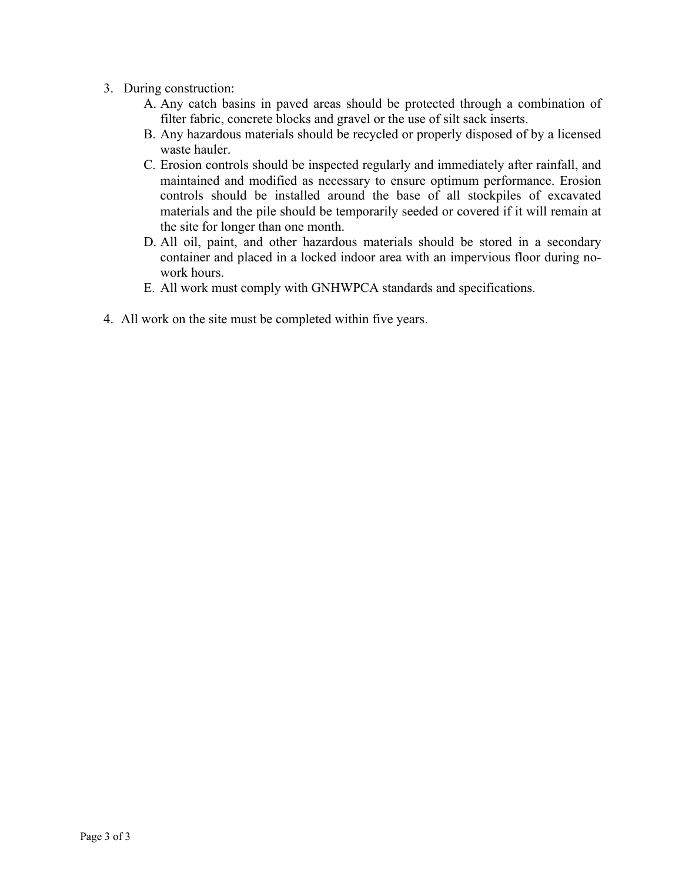3. During construction:
   A. Any catch basins in paved areas should be protected through a combination of filter fabric, concrete blocks and gravel or the use of silt sack inserts.
   B. Any hazardous materials should be recycled or properly disposed of by a licensed waste hauler.
   C. Erosion controls should be inspected regularly and immediately after rainfall, and maintained and modified as necessary to ensure optimum performance. Erosion controls should be installed around the base of all stockpiles of excavated materials and the pile should be temporarily seeded or covered if it will remain at the site for longer than one month.
   D. All oil, paint, and other hazardous materials should be stored in a secondary container and placed in a locked indoor area with an impervious floor during no-work hours.
   E. All work must comply with GNHWPCA standards and specifications.

4. All work on the site must be completed within five years.